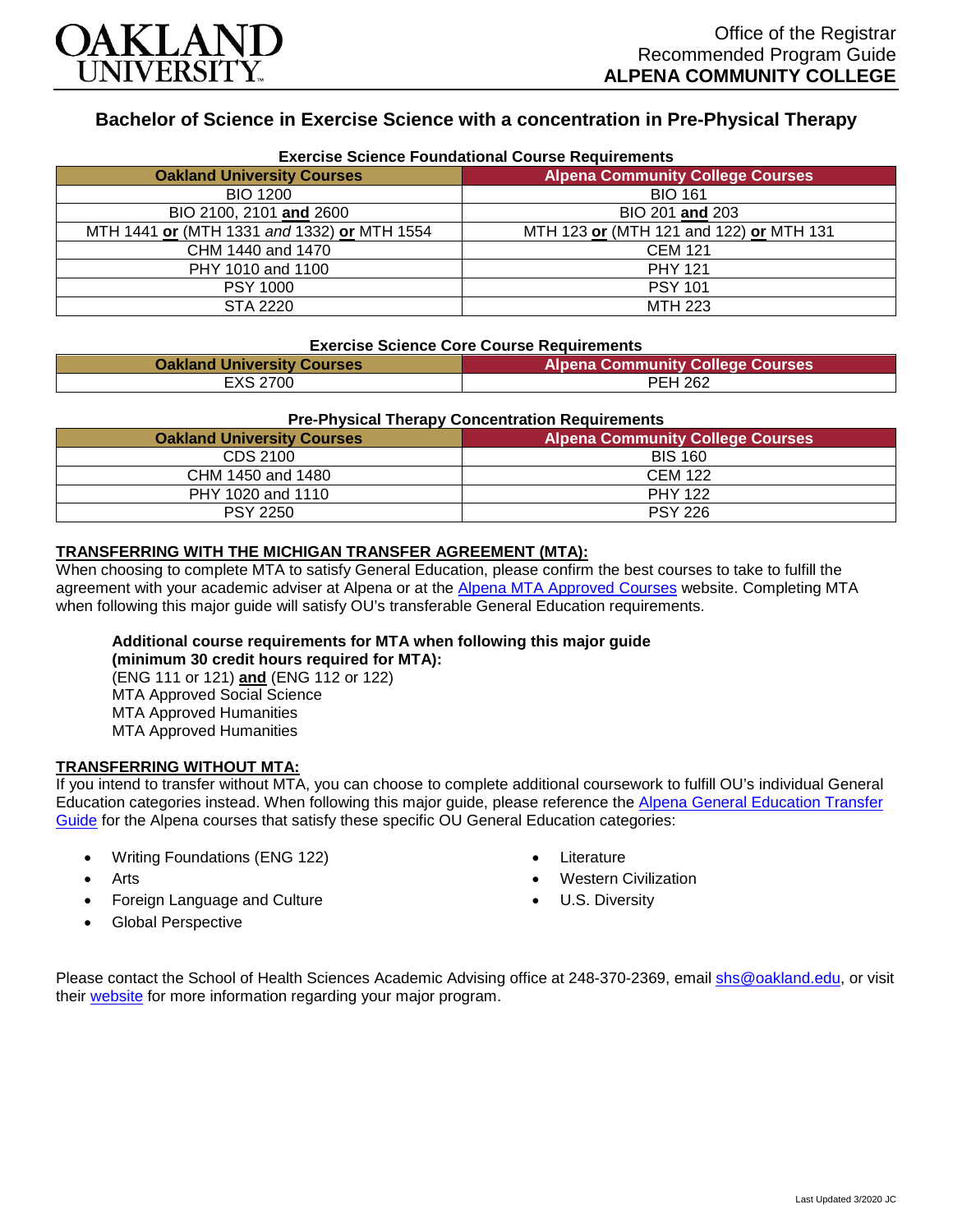OAKLAND UNIVERSITY

Office of the Registrar
Recommended Program Guide
**ALPENA COMMUNITY COLLEGE**

# Bachelor of Science in Exercise Science with a concentration in Pre-Physical Therapy

**Exercise Science Foundational Course Requirements**

| Oakland University Courses | Alpena Community College Courses |
|---|---|
| BIO 1200 | BIO 161 |
| BIO 2100, 2101 **and** 2600 | BIO 201 **and** 203 |
| MTH 1441 **or** (MTH 1331 *and* 1332) **or** MTH 1554 | MTH 123 **or** (MTH 121 and 122) **or** MTH 131 |
| CHM 1440 and 1470 | CEM 121 |
| PHY 1010 and 1100 | PHY 121 |
| PSY 1000 | PSY 101 |
| STA 2220 | MTH 223 |

**Exercise Science Core Course Requirements**

| Oakland University Courses | Alpena Community College Courses |
|---|---|
| EXS 2700 | PEH 262 |

**Pre-Physical Therapy Concentration Requirements**

| Oakland University Courses | Alpena Community College Courses |
|---|---|
| CDS 2100 | BIS 160 |
| CHM 1450 and 1480 | CEM 122 |
| PHY 1020 and 1110 | PHY 122 |
| PSY 2250 | PSY 226 |

**TRANSFERRING WITH THE MICHIGAN TRANSFER AGREEMENT (MTA):**

When choosing to complete MTA to satisfy General Education, please confirm the best courses to take to fulfill the agreement with your academic adviser at Alpena or at the Alpena MTA Approved Courses website. Completing MTA when following this major guide will satisfy OU's transferable General Education requirements.

**Additional course requirements for MTA when following this major guide (minimum 30 credit hours required for MTA):**
(ENG 111 or 121) **and** (ENG 112 or 122)
MTA Approved Social Science
MTA Approved Humanities
MTA Approved Humanities

**TRANSFERRING WITHOUT MTA:**

If you intend to transfer without MTA, you can choose to complete additional coursework to fulfill OU's individual General Education categories instead. When following this major guide, please reference the Alpena General Education Transfer Guide for the Alpena courses that satisfy these specific OU General Education categories:

- Writing Foundations (ENG 122)
- Arts
- Foreign Language and Culture
- Global Perspective
- Literature
- Western Civilization
- U.S. Diversity

Please contact the School of Health Sciences Academic Advising office at 248-370-2369, email shs@oakland.edu, or visit their website for more information regarding your major program.

Last Updated 3/2020 JC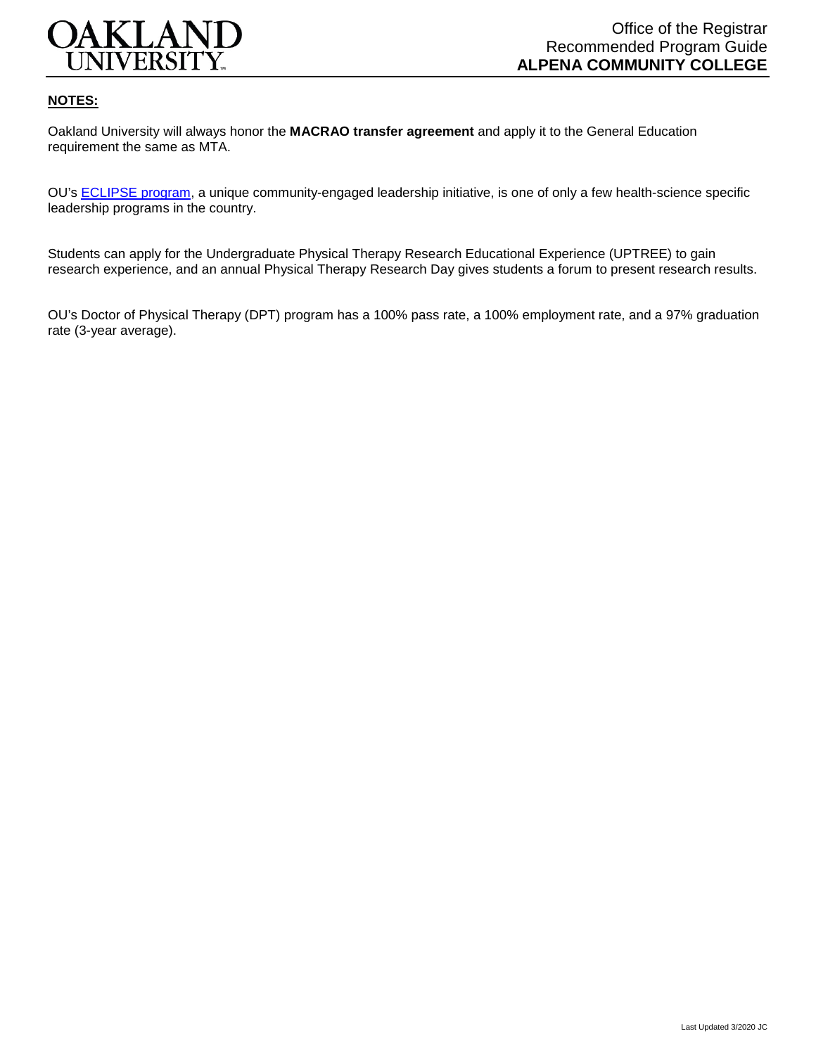**NOTES:**

Oakland University will always honor the **MACRAO transfer agreement** and apply it to the General Education requirement the same as MTA.

OU's [ECLIPSE program](), a unique community-engaged leadership initiative, is one of only a few health-science specific leadership programs in the country.

Students can apply for the Undergraduate Physical Therapy Research Educational Experience (UPTREE) to gain research experience, and an annual Physical Therapy Research Day gives students a forum to present research results.

OU's Doctor of Physical Therapy (DPT) program has a 100% pass rate, a 100% employment rate, and a 97% graduation rate (3-year average).

Last Updated 3/2020 JC